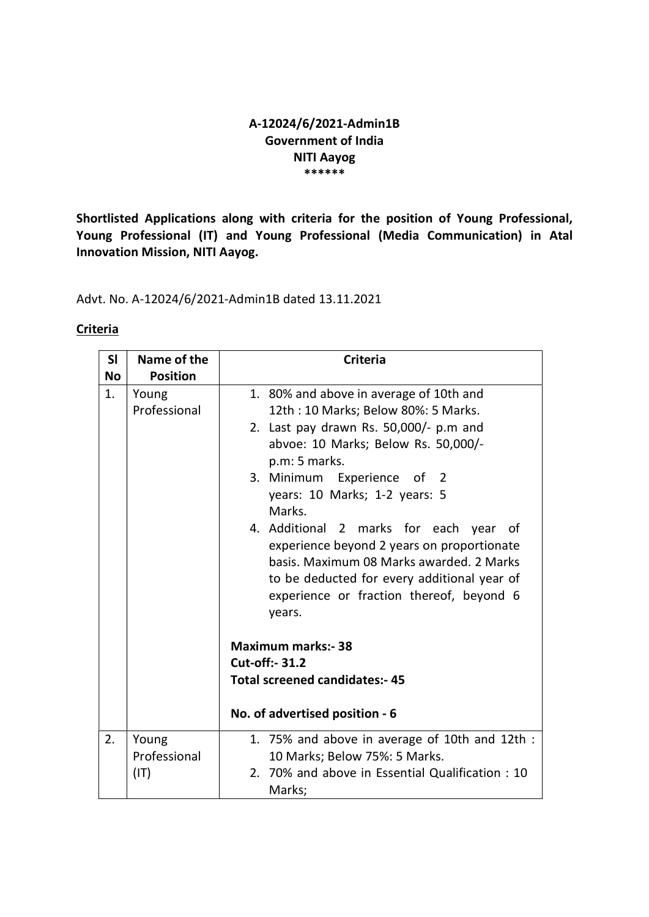**A-12024/6/2021-Admin1B**
**Government of India**
**NITI Aayog**
**\*\*\*\*\*\***

**Shortlisted Applications along with criteria for the position of Young Professional, Young Professional (IT) and Young Professional (Media Communication) in Atal Innovation Mission, NITI Aayog.**

Advt. No. A-12024/6/2021-Admin1B dated 13.11.2021

**<u>Criteria</u>**

| Sl No | Name of the Position | Criteria |
|---|---|---|
| 1. | Young Professional | 1. 80% and above in average of 10th and 12th : 10 Marks; Below 80%: 5 Marks.<br>2. Last pay drawn Rs. 50,000/- p.m and abvoe: 10 Marks; Below Rs. 50,000/- p.m: 5 marks.<br>3. Minimum Experience of 2 years: 10 Marks; 1-2 years: 5 Marks.<br>4. Additional 2 marks for each year of experience beyond 2 years on proportionate basis. Maximum 08 Marks awarded. 2 Marks to be deducted for every additional year of experience or fraction thereof, beyond 6 years.<br><br>**Maximum marks:- 38**<br>**Cut-off:- 31.2**<br>**Total screened candidates:- 45**<br><br>**No. of advertised position - 6** |
| 2. | Young Professional (IT) | 1. 75% and above in average of 10th and 12th : 10 Marks; Below 75%: 5 Marks.<br>2. 70% and above in Essential Qualification : 10 Marks; |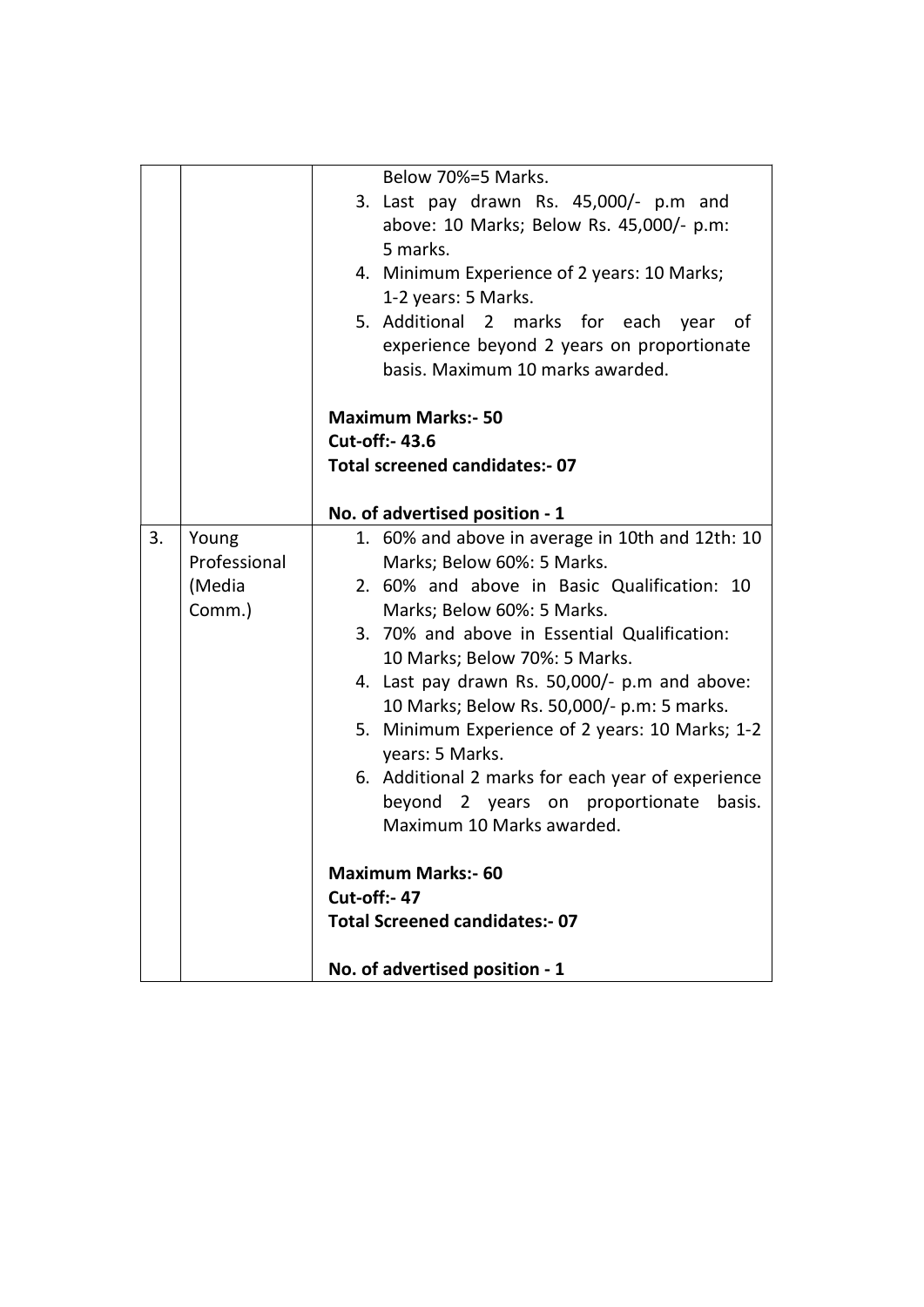| | | |
|---|---|---|
| | | Below 70%=5 Marks.<br>3. Last pay drawn Rs. 45,000/- p.m and above: 10 Marks; Below Rs. 45,000/- p.m: 5 marks.<br>4. Minimum Experience of 2 years: 10 Marks; 1-2 years: 5 Marks.<br>5. Additional 2 marks for each year of experience beyond 2 years on proportionate basis. Maximum 10 marks awarded.<br><br>**Maximum Marks:- 50**<br>**Cut-off:- 43.6**<br>**Total screened candidates:- 07**<br><br>**No. of advertised position - 1** |
| 3. | Young Professional (Media Comm.) | 1. 60% and above in average in 10th and 12th: 10 Marks; Below 60%: 5 Marks.<br>2. 60% and above in Basic Qualification: 10 Marks; Below 60%: 5 Marks.<br>3. 70% and above in Essential Qualification: 10 Marks; Below 70%: 5 Marks.<br>4. Last pay drawn Rs. 50,000/- p.m and above: 10 Marks; Below Rs. 50,000/- p.m: 5 marks.<br>5. Minimum Experience of 2 years: 10 Marks; 1-2 years: 5 Marks.<br>6. Additional 2 marks for each year of experience beyond 2 years on proportionate basis. Maximum 10 Marks awarded.<br><br>**Maximum Marks:- 60**<br>**Cut-off:- 47**<br>**Total Screened candidates:- 07**<br><br>**No. of advertised position - 1** |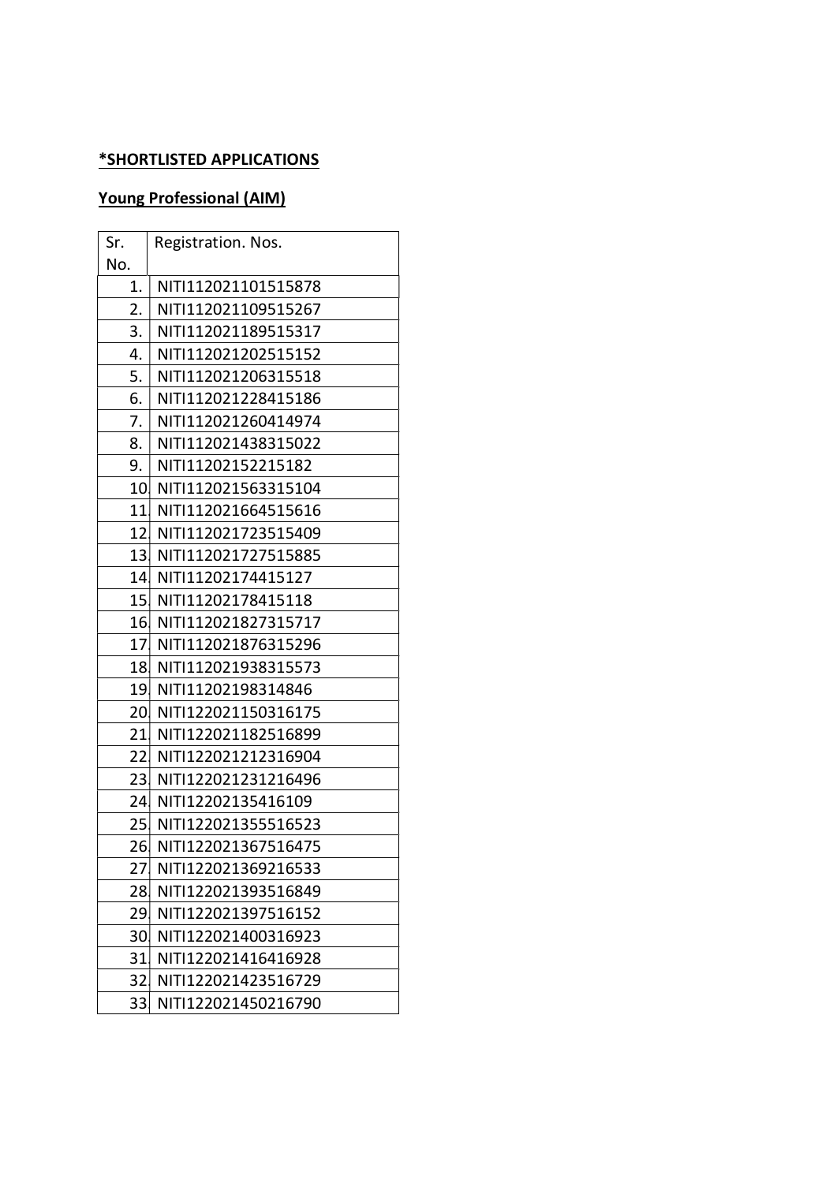**\*SHORTLISTED APPLICATIONS**

**Young Professional (AIM)**

| Sr. No. | Registration. Nos. |
|---|---|
| 1. | NITI112021101515878 |
| 2. | NITI112021109515267 |
| 3. | NITI112021189515317 |
| 4. | NITI112021202515152 |
| 5. | NITI112021206315518 |
| 6. | NITI112021228415186 |
| 7. | NITI112021260414974 |
| 8. | NITI112021438315022 |
| 9. | NITI11202152215182 |
| 10. | NITI112021563315104 |
| 11. | NITI112021664515616 |
| 12. | NITI112021723515409 |
| 13. | NITI112021727515885 |
| 14. | NITI11202174415127 |
| 15. | NITI11202178415118 |
| 16. | NITI112021827315717 |
| 17. | NITI112021876315296 |
| 18. | NITI112021938315573 |
| 19. | NITI11202198314846 |
| 20. | NITI122021150316175 |
| 21. | NITI122021182516899 |
| 22. | NITI122021212316904 |
| 23. | NITI122021231216496 |
| 24. | NITI12202135416109 |
| 25. | NITI122021355516523 |
| 26. | NITI122021367516475 |
| 27. | NITI122021369216533 |
| 28. | NITI122021393516849 |
| 29. | NITI122021397516152 |
| 30. | NITI122021400316923 |
| 31. | NITI122021416416928 |
| 32. | NITI122021423516729 |
| 33. | NITI122021450216790 |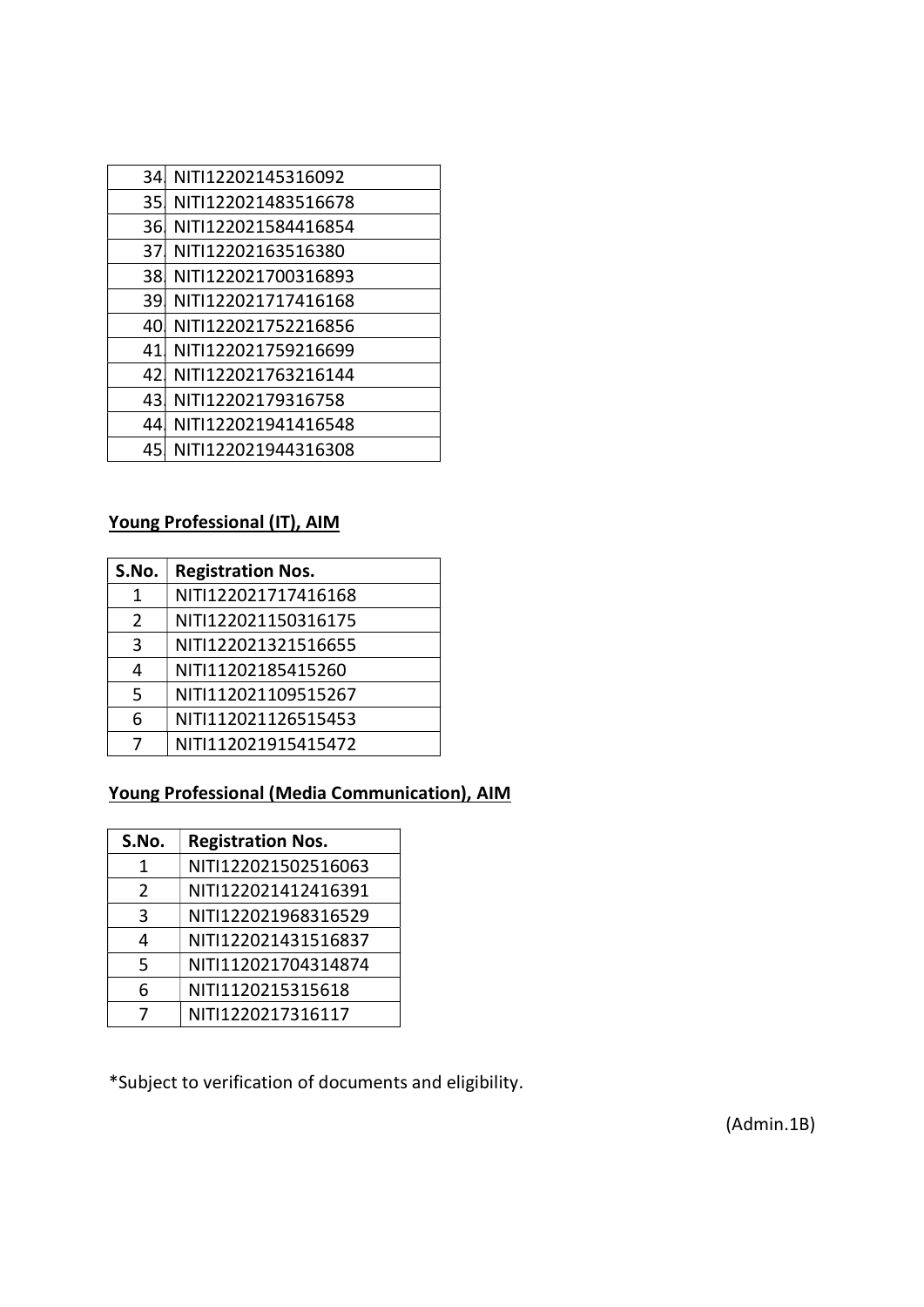| | |
|---|---|
| 34 | NITI12202145316092 |
| 35 | NITI122021483516678 |
| 36 | NITI122021584416854 |
| 37 | NITI12202163516380 |
| 38 | NITI122021700316893 |
| 39 | NITI122021717416168 |
| 40 | NITI122021752216856 |
| 41 | NITI122021759216699 |
| 42 | NITI122021763216144 |
| 43 | NITI12202179316758 |
| 44 | NITI122021941416548 |
| 45 | NITI122021944316308 |

**Young Professional (IT), AIM**

| S.No. | Registration Nos. |
|---|---|
| 1 | NITI122021717416168 |
| 2 | NITI122021150316175 |
| 3 | NITI122021321516655 |
| 4 | NITI11202185415260 |
| 5 | NITI112021109515267 |
| 6 | NITI112021126515453 |
| 7 | NITI112021915415472 |

**Young Professional (Media Communication), AIM**

| S.No. | Registration Nos. |
|---|---|
| 1 | NITI122021502516063 |
| 2 | NITI122021412416391 |
| 3 | NITI122021968316529 |
| 4 | NITI122021431516837 |
| 5 | NITI112021704314874 |
| 6 | NITI1120215315618 |
| 7 | NITI1220217316117 |

*Subject to verification of documents and eligibility.

(Admin.1B)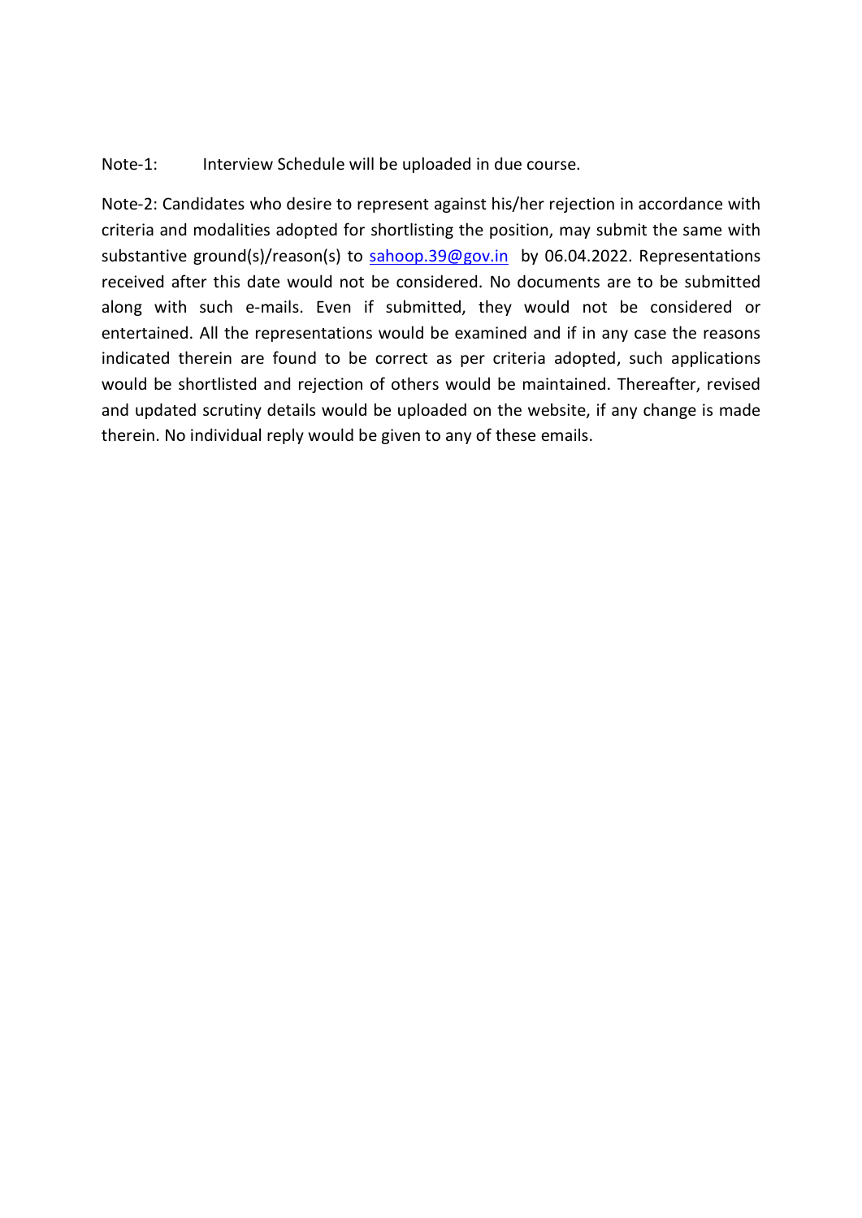Note-1: Interview Schedule will be uploaded in due course.

Note-2: Candidates who desire to represent against his/her rejection in accordance with criteria and modalities adopted for shortlisting the position, may submit the same with substantive ground(s)/reason(s) to sahoop.39@gov.in by 06.04.2022. Representations received after this date would not be considered. No documents are to be submitted along with such e-mails. Even if submitted, they would not be considered or entertained. All the representations would be examined and if in any case the reasons indicated therein are found to be correct as per criteria adopted, such applications would be shortlisted and rejection of others would be maintained. Thereafter, revised and updated scrutiny details would be uploaded on the website, if any change is made therein. No individual reply would be given to any of these emails.